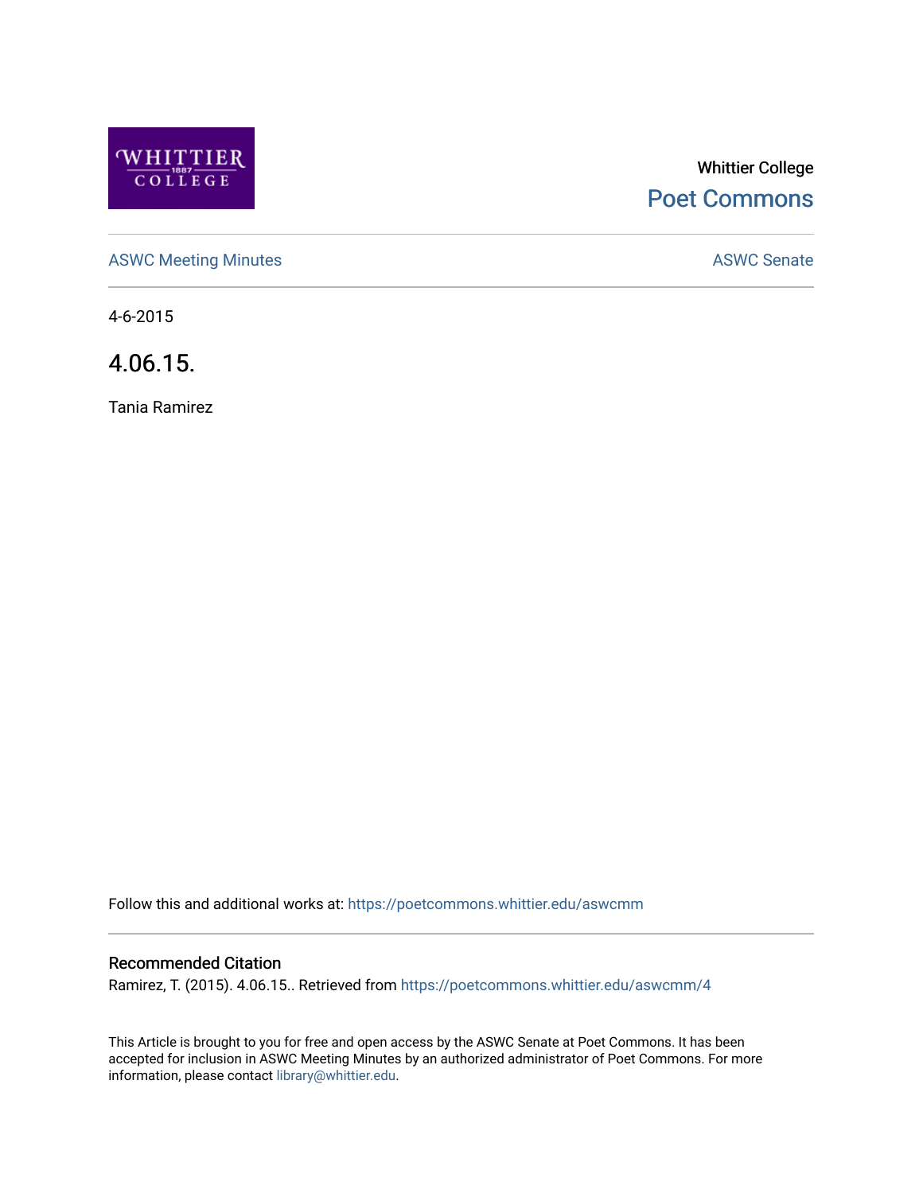Whittier College

Poet Commons

ASWC Meeting Minutes

ASWC Senate

4-6-2015

# 4.06.15.

Tania Ramirez

Follow this and additional works at: https://poetcommons.whittier.edu/aswcmm

## Recommended Citation

Ramirez, T. (2015). 4.06.15.. Retrieved from https://poetcommons.whittier.edu/aswcmm/4

This Article is brought to you for free and open access by the ASWC Senate at Poet Commons. It has been accepted for inclusion in ASWC Meeting Minutes by an authorized administrator of Poet Commons. For more information, please contact library@whittier.edu.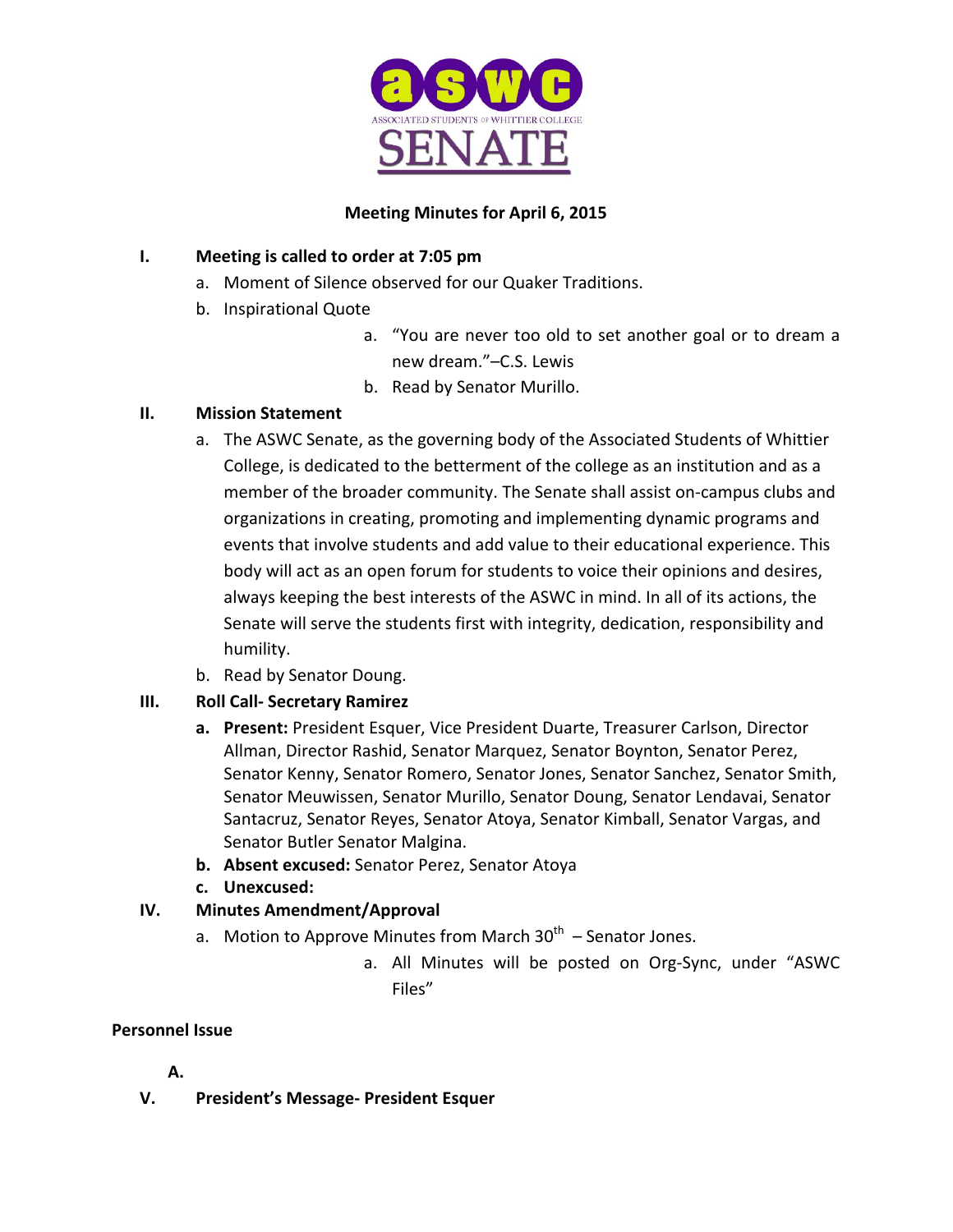ASSOCIATED STUDENTS OF WHITTIER COLLEGE

# SENATE

**Meeting Minutes for April 6, 2015**

I. **Meeting is called to order at 7:05 pm**
   a. Moment of Silence observed for our Quaker Traditions.
   b. Inspirational Quote
      a. "You are never too old to set another goal or to dream a new dream."–C.S. Lewis
      b. Read by Senator Murillo.

II. **Mission Statement**
   a. The ASWC Senate, as the governing body of the Associated Students of Whittier College, is dedicated to the betterment of the college as an institution and as a member of the broader community. The Senate shall assist on-campus clubs and organizations in creating, promoting and implementing dynamic programs and events that involve students and add value to their educational experience. This body will act as an open forum for students to voice their opinions and desires, always keeping the best interests of the ASWC in mind. In all of its actions, the Senate will serve the students first with integrity, dedication, responsibility and humility.
   b. Read by Senator Doung.

III. **Roll Call- Secretary Ramirez**
   a. **Present:** President Esquer, Vice President Duarte, Treasurer Carlson, Director Allman, Director Rashid, Senator Marquez, Senator Boynton, Senator Perez, Senator Kenny, Senator Romero, Senator Jones, Senator Sanchez, Senator Smith, Senator Meuwissen, Senator Murillo, Senator Doung, Senator Lendavai, Senator Santacruz, Senator Reyes, Senator Atoya, Senator Kimball, Senator Vargas, and Senator Butler Senator Malgina.
   b. **Absent excused:** Senator Perez, Senator Atoya
   c. **Unexcused:**

IV. **Minutes Amendment/Approval**
   a. Motion to Approve Minutes from March 30th – Senator Jones.
      a. All Minutes will be posted on Org-Sync, under "ASWC Files"

**Personnel Issue**

A.

V. **President's Message- President Esquer**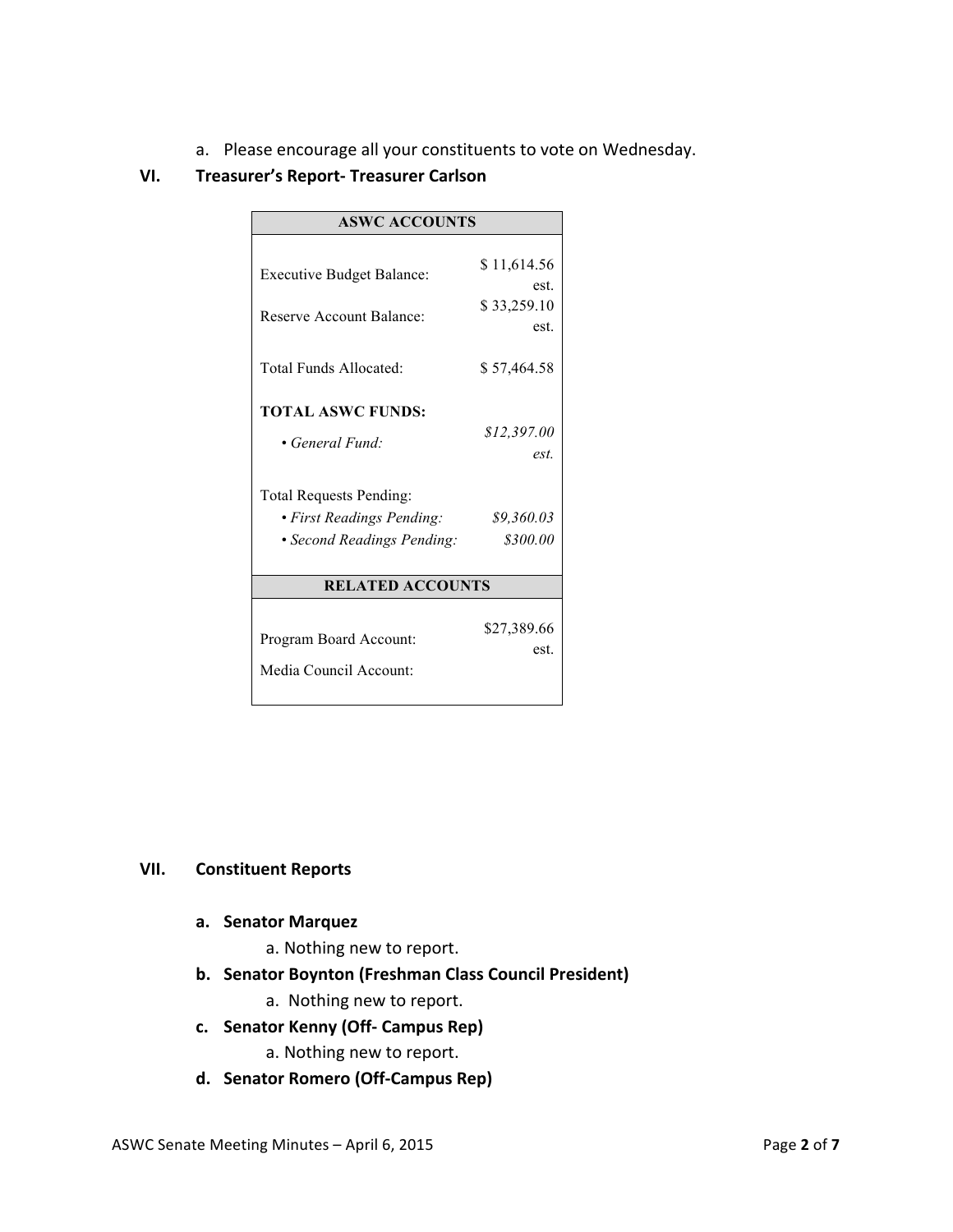a. Please encourage all your constituents to vote on Wednesday.

## VI. Treasurer's Report- Treasurer Carlson

| ASWC ACCOUNTS | |
|---|---|
| Executive Budget Balance: | $ 11,614.56 est. |
| Reserve Account Balance: | $ 33,259.10 est. |
| Total Funds Allocated: | $ 57,464.58 |
| **TOTAL ASWC FUNDS:** | |
| • *General Fund:* | *$12,397.00 est.* |
| Total Requests Pending: | |
| • *First Readings Pending:* | *$9,360.03* |
| • *Second Readings Pending:* | *$300.00* |
| **RELATED ACCOUNTS** | |
| Program Board Account: | $27,389.66 est. |
| Media Council Account: | |

## VII. Constituent Reports

- **a. Senator Marquez**
  - a. Nothing new to report.
- **b. Senator Boynton (Freshman Class Council President)**
  - a. Nothing new to report.
- **c. Senator Kenny (Off- Campus Rep)**
  - a. Nothing new to report.
- **d. Senator Romero (Off-Campus Rep)**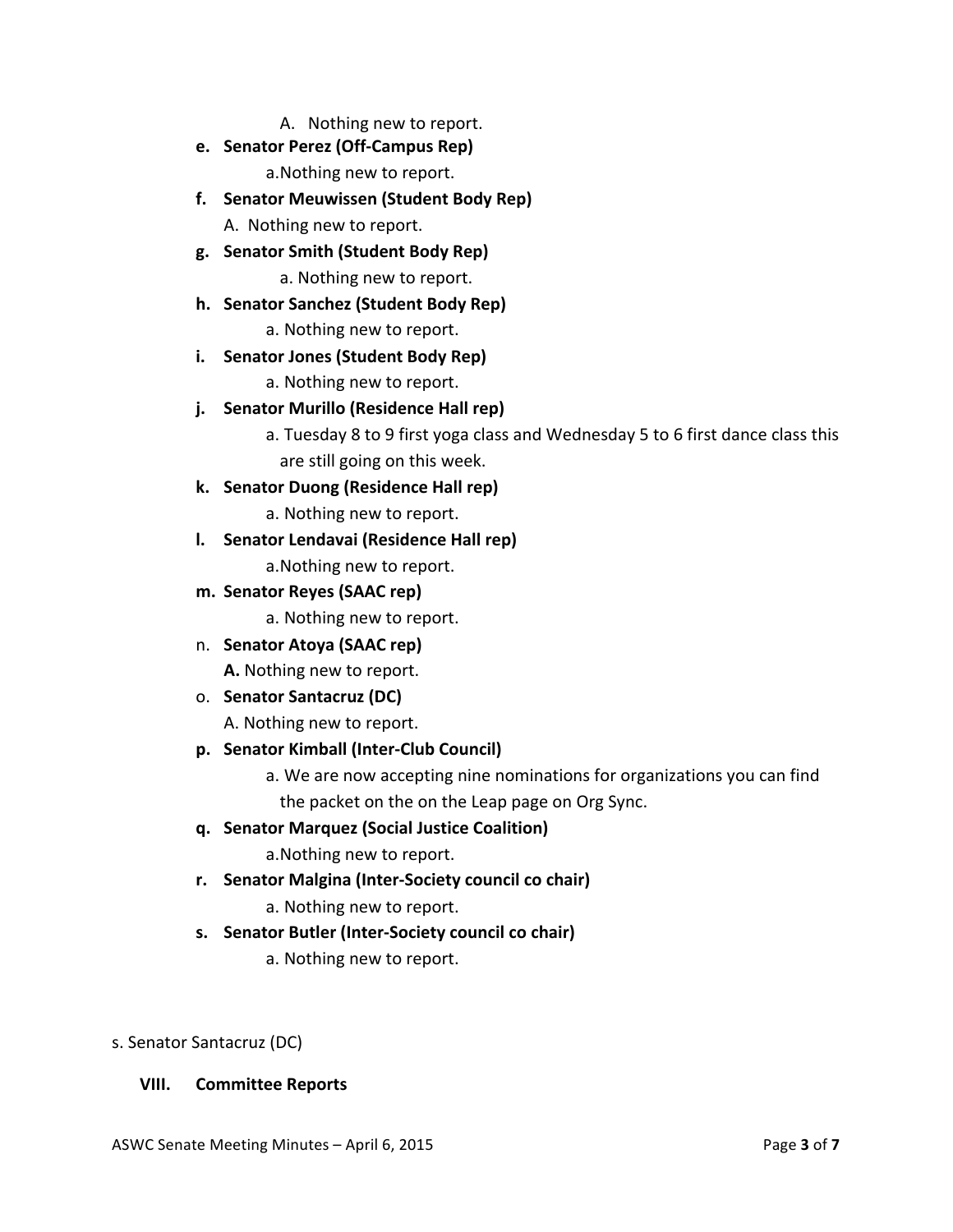A. Nothing new to report.

- **e. Senator Perez (Off-Campus Rep)**
  - a.Nothing new to report.
- **f. Senator Meuwissen (Student Body Rep)**
  - A. Nothing new to report.
- **g. Senator Smith (Student Body Rep)**
  - a. Nothing new to report.
- **h. Senator Sanchez (Student Body Rep)**
  - a. Nothing new to report.
- **i. Senator Jones (Student Body Rep)**
  - a. Nothing new to report.
- **j. Senator Murillo (Residence Hall rep)**
  - a. Tuesday 8 to 9 first yoga class and Wednesday 5 to 6 first dance class this are still going on this week.
- **k. Senator Duong (Residence Hall rep)**
  - a. Nothing new to report.
- **l. Senator Lendavai (Residence Hall rep)**
  - a.Nothing new to report.
- **m. Senator Reyes (SAAC rep)**
  - a. Nothing new to report.
- n. **Senator Atoya (SAAC rep)**
  - **A.** Nothing new to report.
- o. **Senator Santacruz (DC)**
  - A. Nothing new to report.
- **p. Senator Kimball (Inter-Club Council)**
  - a. We are now accepting nine nominations for organizations you can find the packet on the on the Leap page on Org Sync.
- **q. Senator Marquez (Social Justice Coalition)**
  - a.Nothing new to report.
- **r. Senator Malgina (Inter-Society council co chair)**
  - a. Nothing new to report.
- **s. Senator Butler (Inter-Society council co chair)**
  - a. Nothing new to report.

s. Senator Santacruz (DC)

## VIII. Committee Reports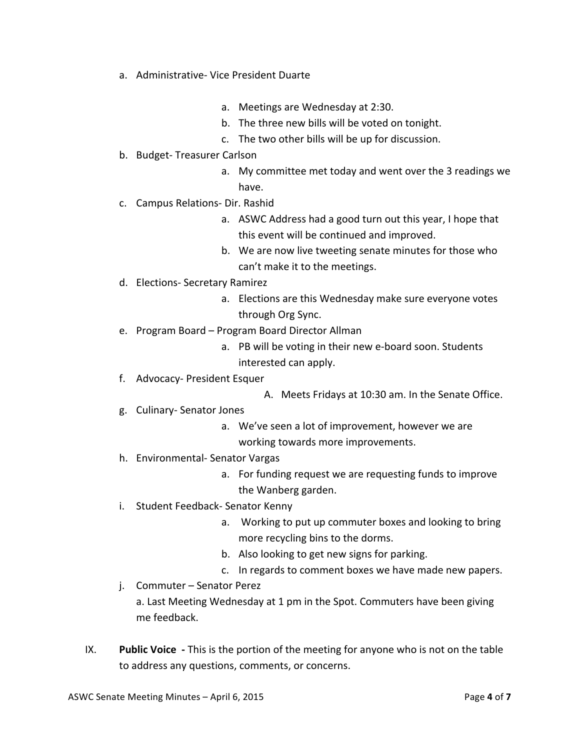a. Administrative- Vice President Duarte

    a. Meetings are Wednesday at 2:30.
    b. The three new bills will be voted on tonight.
    c. The two other bills will be up for discussion.

b. Budget- Treasurer Carlson

    a. My committee met today and went over the 3 readings we have.

c. Campus Relations- Dir. Rashid

    a. ASWC Address had a good turn out this year, I hope that this event will be continued and improved.
    b. We are now live tweeting senate minutes for those who can't make it to the meetings.

d. Elections- Secretary Ramirez

    a. Elections are this Wednesday make sure everyone votes through Org Sync.

e. Program Board – Program Board Director Allman

    a. PB will be voting in their new e-board soon. Students interested can apply.

f. Advocacy- President Esquer

    A. Meets Fridays at 10:30 am. In the Senate Office.

g. Culinary- Senator Jones

    a. We've seen a lot of improvement, however we are working towards more improvements.

h. Environmental- Senator Vargas

    a. For funding request we are requesting funds to improve the Wanberg garden.

i. Student Feedback- Senator Kenny

    a. Working to put up commuter boxes and looking to bring more recycling bins to the dorms.
    b. Also looking to get new signs for parking.
    c. In regards to comment boxes we have made new papers.

j. Commuter – Senator Perez

    a. Last Meeting Wednesday at 1 pm in the Spot. Commuters have been giving me feedback.

IX. **Public Voice -** This is the portion of the meeting for anyone who is not on the table to address any questions, comments, or concerns.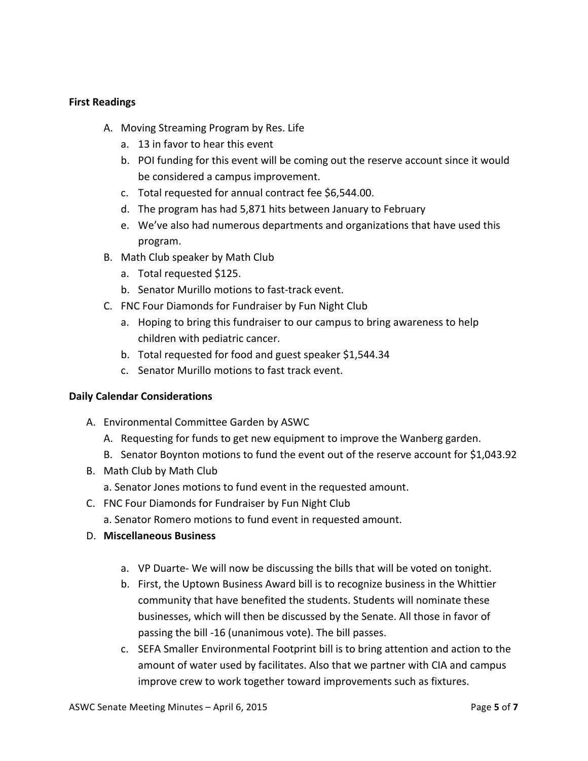**First Readings**

A. Moving Streaming Program by Res. Life
   a. 13 in favor to hear this event
   b. POI funding for this event will be coming out the reserve account since it would be considered a campus improvement.
   c. Total requested for annual contract fee $6,544.00.
   d. The program has had 5,871 hits between January to February
   e. We've also had numerous departments and organizations that have used this program.
B. Math Club speaker by Math Club
   a. Total requested $125.
   b. Senator Murillo motions to fast-track event.
C. FNC Four Diamonds for Fundraiser by Fun Night Club
   a. Hoping to bring this fundraiser to our campus to bring awareness to help children with pediatric cancer.
   b. Total requested for food and guest speaker $1,544.34
   c. Senator Murillo motions to fast track event.

**Daily Calendar Considerations**

A. Environmental Committee Garden by ASWC
   A. Requesting for funds to get new equipment to improve the Wanberg garden.
   B. Senator Boynton motions to fund the event out of the reserve account for $1,043.92
B. Math Club by Math Club
   a. Senator Jones motions to fund event in the requested amount.
C. FNC Four Diamonds for Fundraiser by Fun Night Club
   a. Senator Romero motions to fund event in requested amount.
D. **Miscellaneous Business**
   a. VP Duarte- We will now be discussing the bills that will be voted on tonight.
   b. First, the Uptown Business Award bill is to recognize business in the Whittier community that have benefited the students. Students will nominate these businesses, which will then be discussed by the Senate. All those in favor of passing the bill -16 (unanimous vote). The bill passes.
   c. SEFA Smaller Environmental Footprint bill is to bring attention and action to the amount of water used by facilitates. Also that we partner with CIA and campus improve crew to work together toward improvements such as fixtures.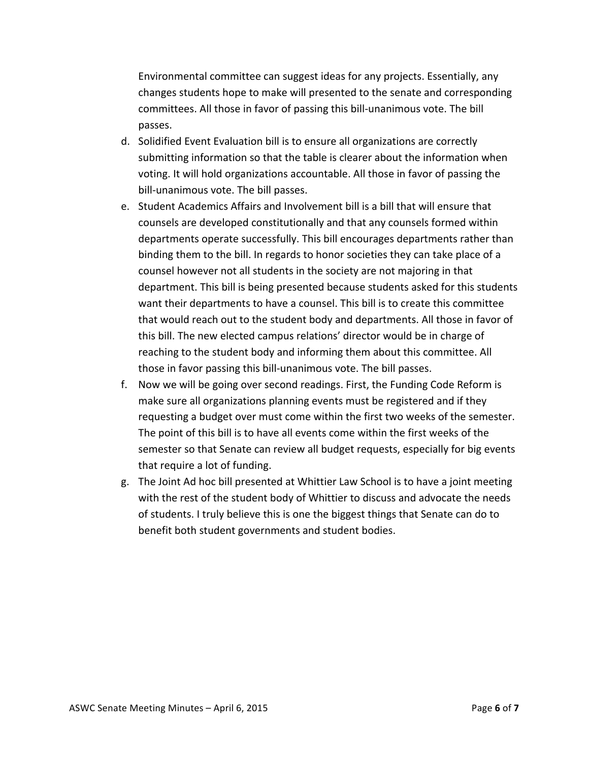Environmental committee can suggest ideas for any projects. Essentially, any changes students hope to make will presented to the senate and corresponding committees. All those in favor of passing this bill-unanimous vote. The bill passes.

d. Solidified Event Evaluation bill is to ensure all organizations are correctly submitting information so that the table is clearer about the information when voting. It will hold organizations accountable. All those in favor of passing the bill-unanimous vote. The bill passes.
e. Student Academics Affairs and Involvement bill is a bill that will ensure that counsels are developed constitutionally and that any counsels formed within departments operate successfully. This bill encourages departments rather than binding them to the bill. In regards to honor societies they can take place of a counsel however not all students in the society are not majoring in that department. This bill is being presented because students asked for this students want their departments to have a counsel. This bill is to create this committee that would reach out to the student body and departments. All those in favor of this bill. The new elected campus relations' director would be in charge of reaching to the student body and informing them about this committee. All those in favor passing this bill-unanimous vote. The bill passes.
f. Now we will be going over second readings. First, the Funding Code Reform is make sure all organizations planning events must be registered and if they requesting a budget over must come within the first two weeks of the semester. The point of this bill is to have all events come within the first weeks of the semester so that Senate can review all budget requests, especially for big events that require a lot of funding.
g. The Joint Ad hoc bill presented at Whittier Law School is to have a joint meeting with the rest of the student body of Whittier to discuss and advocate the needs of students. I truly believe this is one the biggest things that Senate can do to benefit both student governments and student bodies.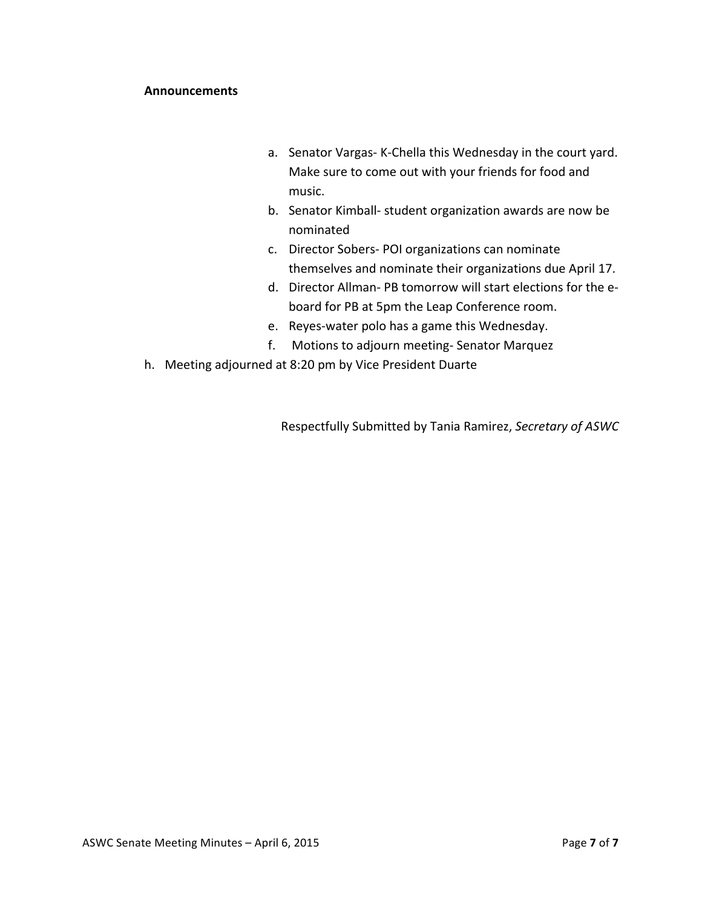**Announcements**

a. Senator Vargas- K-Chella this Wednesday in the court yard. Make sure to come out with your friends for food and music.
b. Senator Kimball- student organization awards are now be nominated
c. Director Sobers- POI organizations can nominate themselves and nominate their organizations due April 17.
d. Director Allman- PB tomorrow will start elections for the e-board for PB at 5pm the Leap Conference room.
e. Reyes-water polo has a game this Wednesday.
f. Motions to adjourn meeting- Senator Marquez

h. Meeting adjourned at 8:20 pm by Vice President Duarte

Respectfully Submitted by Tania Ramirez, *Secretary of ASWC*